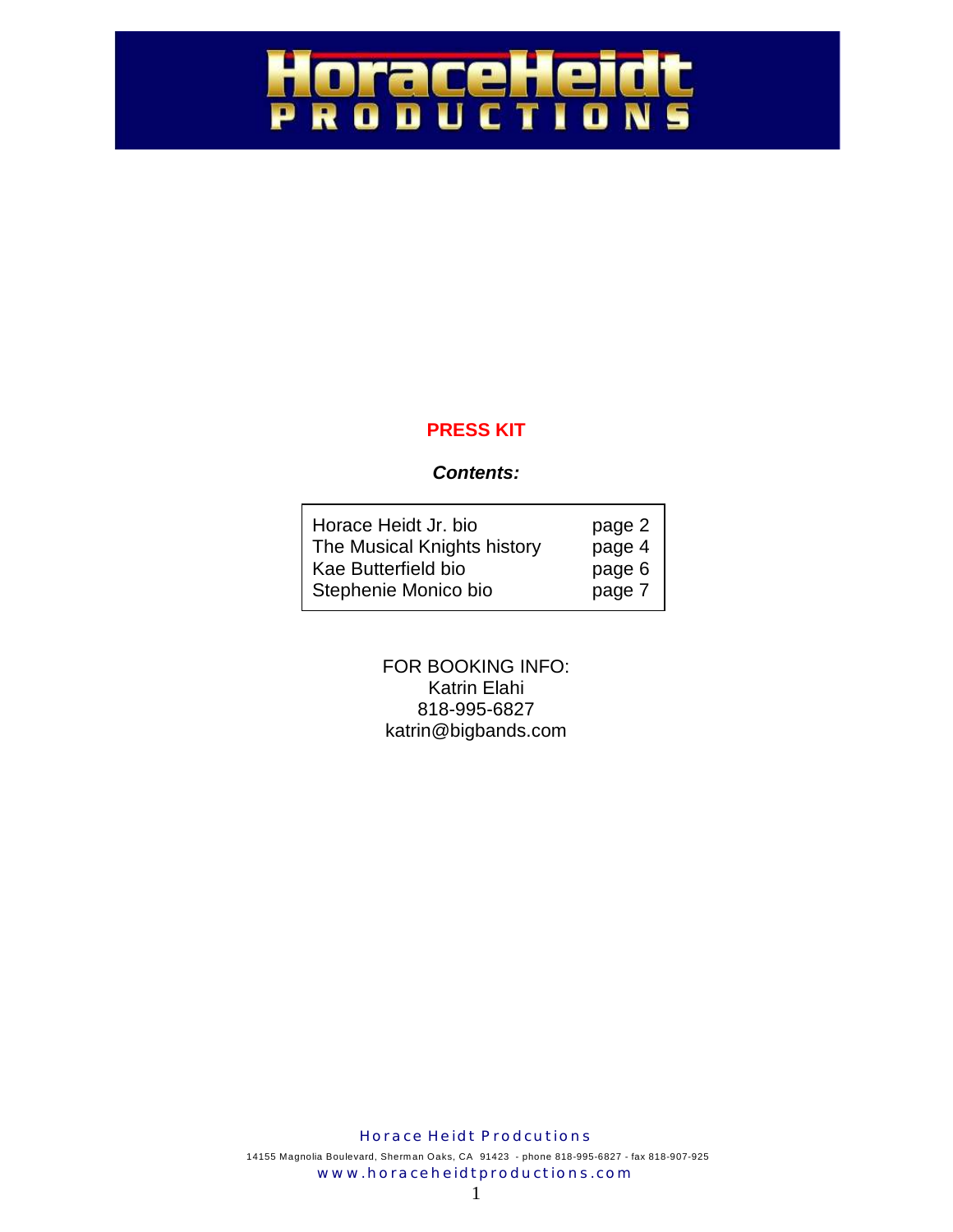# HoraceHeidt PRODUCTIONS

**PRESS KIT**

***Contents:***

| | |
|---|---|
| Horace Heidt Jr. bio | page 2 |
| The Musical Knights history | page 4 |
| Kae Butterfield bio | page 6 |
| Stephenie Monico bio | page 7 |

FOR BOOKING INFO:
Katrin Elahi
818-995-6827
katrin@bigbands.com

Horace Heidt Prodcutions
14155 Magnolia Boulevard, Sherman Oaks, CA 91423 - phone 818-995-6827 - fax 818-907-925
www.horaceheidtproductions.com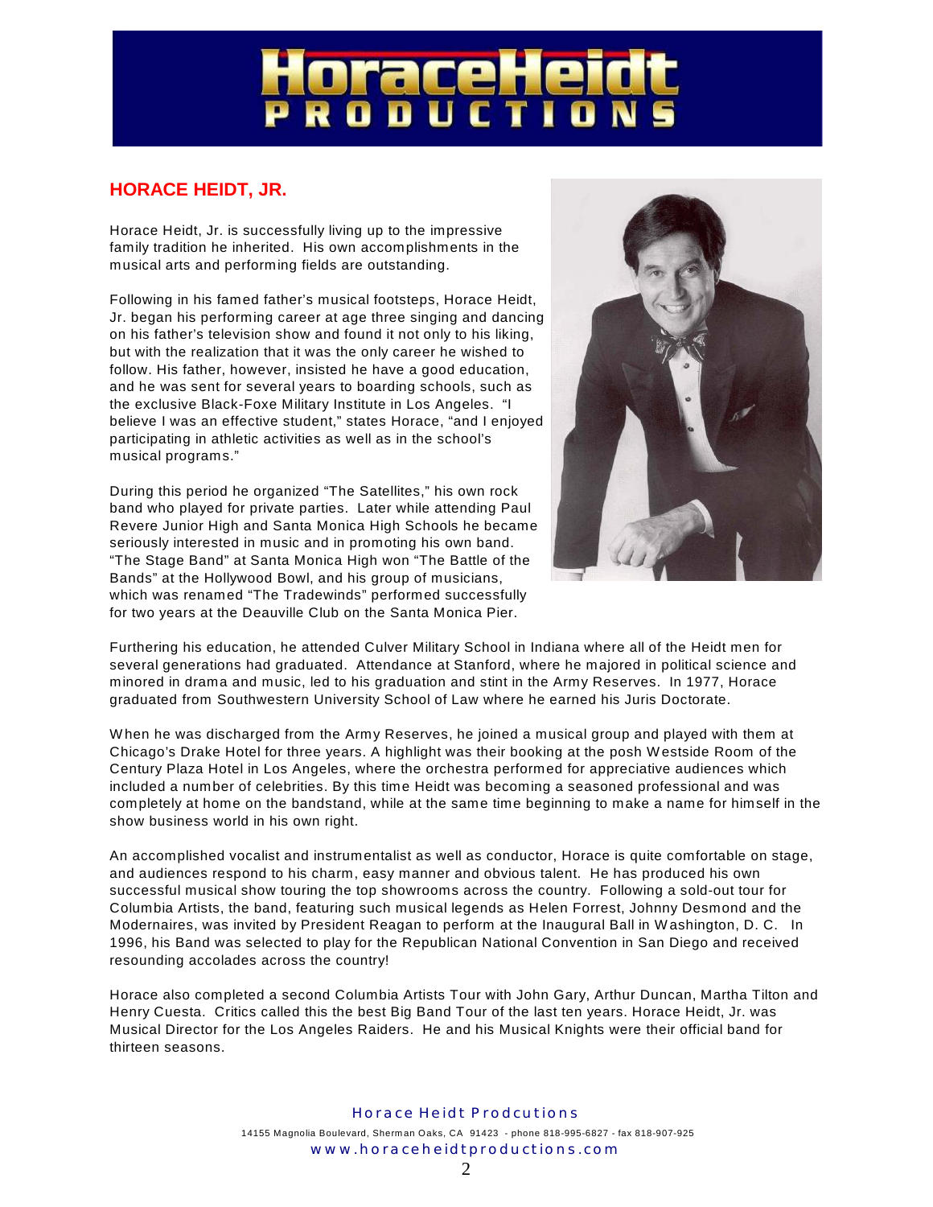# HORACE HEIDT, JR.

Horace Heidt, Jr. is successfully living up to the impressive family tradition he inherited. His own accomplishments in the musical arts and performing fields are outstanding.

Following in his famed father's musical footsteps, Horace Heidt, Jr. began his performing career at age three singing and dancing on his father's television show and found it not only to his liking, but with the realization that it was the only career he wished to follow. His father, however, insisted he have a good education, and he was sent for several years to boarding schools, such as the exclusive Black-Foxe Military Institute in Los Angeles. "I believe I was an effective student," states Horace, "and I enjoyed participating in athletic activities as well as in the school's musical programs."

During this period he organized "The Satellites," his own rock band who played for private parties. Later while attending Paul Revere Junior High and Santa Monica High Schools he became seriously interested in music and in promoting his own band. "The Stage Band" at Santa Monica High won "The Battle of the Bands" at the Hollywood Bowl, and his group of musicians, which was renamed "The Tradewinds" performed successfully for two years at the Deauville Club on the Santa Monica Pier.

Furthering his education, he attended Culver Military School in Indiana where all of the Heidt men for several generations had graduated. Attendance at Stanford, where he majored in political science and minored in drama and music, led to his graduation and stint in the Army Reserves. In 1977, Horace graduated from Southwestern University School of Law where he earned his Juris Doctorate.

When he was discharged from the Army Reserves, he joined a musical group and played with them at Chicago's Drake Hotel for three years. A highlight was their booking at the posh Westside Room of the Century Plaza Hotel in Los Angeles, where the orchestra performed for appreciative audiences which included a number of celebrities. By this time Heidt was becoming a seasoned professional and was completely at home on the bandstand, while at the same time beginning to make a name for himself in the show business world in his own right.

An accomplished vocalist and instrumentalist as well as conductor, Horace is quite comfortable on stage, and audiences respond to his charm, easy manner and obvious talent. He has produced his own successful musical show touring the top showrooms across the country. Following a sold-out tour for Columbia Artists, the band, featuring such musical legends as Helen Forrest, Johnny Desmond and the Modernaires, was invited by President Reagan to perform at the Inaugural Ball in Washington, D. C. In 1996, his Band was selected to play for the Republican National Convention in San Diego and received resounding accolades across the country!

Horace also completed a second Columbia Artists Tour with John Gary, Arthur Duncan, Martha Tilton and Henry Cuesta. Critics called this the best Big Band Tour of the last ten years. Horace Heidt, Jr. was Musical Director for the Los Angeles Raiders. He and his Musical Knights were their official band for thirteen seasons.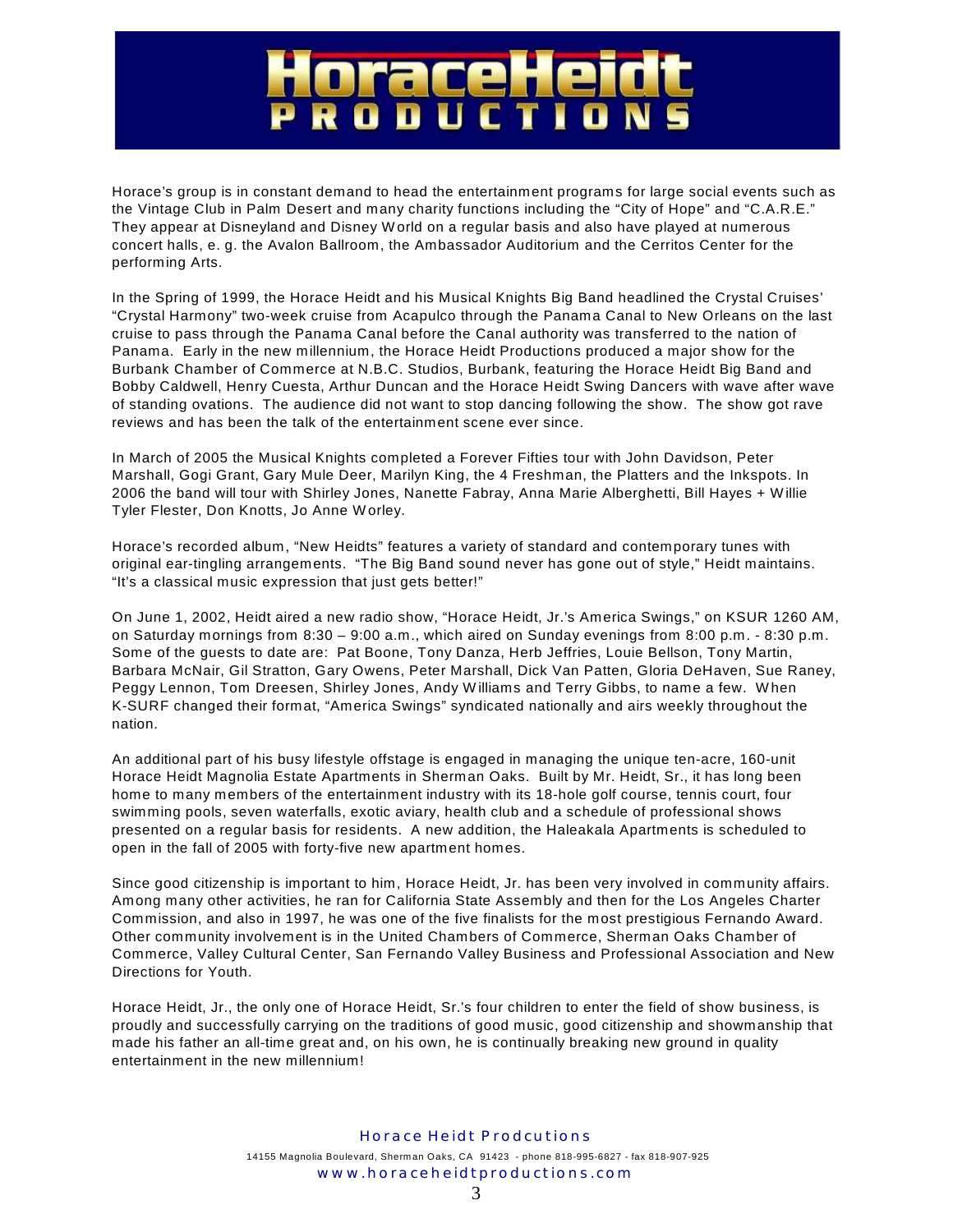Horace's group is in constant demand to head the entertainment programs for large social events such as the Vintage Club in Palm Desert and many charity functions including the "City of Hope" and "C.A.R.E." They appear at Disneyland and Disney World on a regular basis and also have played at numerous concert halls, e. g. the Avalon Ballroom, the Ambassador Auditorium and the Cerritos Center for the performing Arts.

In the Spring of 1999, the Horace Heidt and his Musical Knights Big Band headlined the Crystal Cruises' "Crystal Harmony" two-week cruise from Acapulco through the Panama Canal to New Orleans on the last cruise to pass through the Panama Canal before the Canal authority was transferred to the nation of Panama. Early in the new millennium, the Horace Heidt Productions produced a major show for the Burbank Chamber of Commerce at N.B.C. Studios, Burbank, featuring the Horace Heidt Big Band and Bobby Caldwell, Henry Cuesta, Arthur Duncan and the Horace Heidt Swing Dancers with wave after wave of standing ovations. The audience did not want to stop dancing following the show. The show got rave reviews and has been the talk of the entertainment scene ever since.

In March of 2005 the Musical Knights completed a Forever Fifties tour with John Davidson, Peter Marshall, Gogi Grant, Gary Mule Deer, Marilyn King, the 4 Freshman, the Platters and the Inkspots. In 2006 the band will tour with Shirley Jones, Nanette Fabray, Anna Marie Alberghetti, Bill Hayes + Willie Tyler Flester, Don Knotts, Jo Anne Worley.

Horace's recorded album, "New Heidts" features a variety of standard and contemporary tunes with original ear-tingling arrangements. "The Big Band sound never has gone out of style," Heidt maintains. "It's a classical music expression that just gets better!"

On June 1, 2002, Heidt aired a new radio show, "Horace Heidt, Jr.'s America Swings," on KSUR 1260 AM, on Saturday mornings from 8:30 – 9:00 a.m., which aired on Sunday evenings from 8:00 p.m. - 8:30 p.m. Some of the guests to date are: Pat Boone, Tony Danza, Herb Jeffries, Louie Bellson, Tony Martin, Barbara McNair, Gil Stratton, Gary Owens, Peter Marshall, Dick Van Patten, Gloria DeHaven, Sue Raney, Peggy Lennon, Tom Dreesen, Shirley Jones, Andy Williams and Terry Gibbs, to name a few. When K-SURF changed their format, "America Swings" syndicated nationally and airs weekly throughout the nation.

An additional part of his busy lifestyle offstage is engaged in managing the unique ten-acre, 160-unit Horace Heidt Magnolia Estate Apartments in Sherman Oaks. Built by Mr. Heidt, Sr., it has long been home to many members of the entertainment industry with its 18-hole golf course, tennis court, four swimming pools, seven waterfalls, exotic aviary, health club and a schedule of professional shows presented on a regular basis for residents. A new addition, the Haleakala Apartments is scheduled to open in the fall of 2005 with forty-five new apartment homes.

Since good citizenship is important to him, Horace Heidt, Jr. has been very involved in community affairs. Among many other activities, he ran for California State Assembly and then for the Los Angeles Charter Commission, and also in 1997, he was one of the five finalists for the most prestigious Fernando Award. Other community involvement is in the United Chambers of Commerce, Sherman Oaks Chamber of Commerce, Valley Cultural Center, San Fernando Valley Business and Professional Association and New Directions for Youth.

Horace Heidt, Jr., the only one of Horace Heidt, Sr.'s four children to enter the field of show business, is proudly and successfully carrying on the traditions of good music, good citizenship and showmanship that made his father an all-time great and, on his own, he is continually breaking new ground in quality entertainment in the new millennium!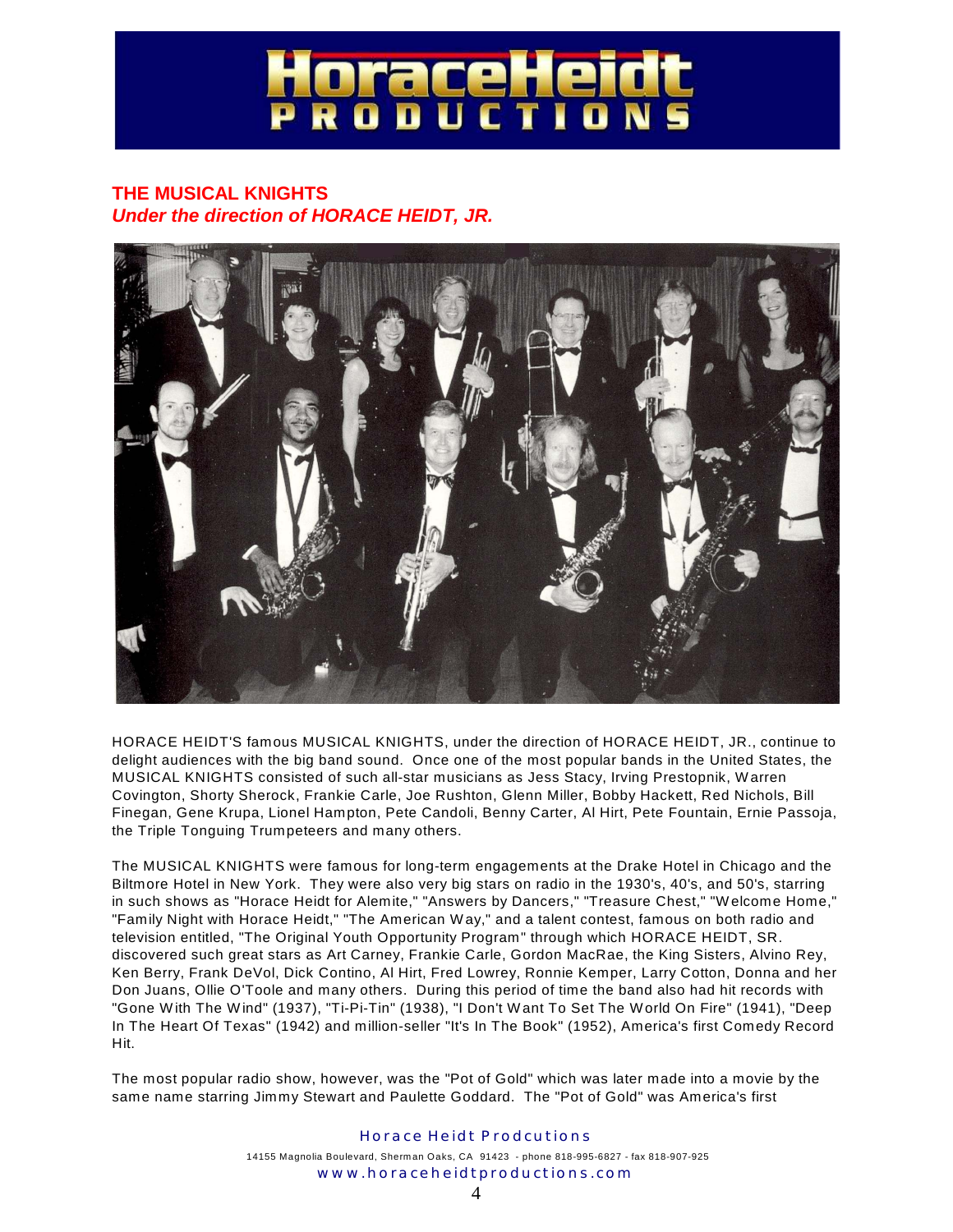**THE MUSICAL KNIGHTS**
***Under the direction of HORACE HEIDT, JR.***

HORACE HEIDT'S famous MUSICAL KNIGHTS, under the direction of HORACE HEIDT, JR., continue to delight audiences with the big band sound. Once one of the most popular bands in the United States, the MUSICAL KNIGHTS consisted of such all-star musicians as Jess Stacy, Irving Prestopnik, Warren Covington, Shorty Sherock, Frankie Carle, Joe Rushton, Glenn Miller, Bobby Hackett, Red Nichols, Bill Finegan, Gene Krupa, Lionel Hampton, Pete Candoli, Benny Carter, Al Hirt, Pete Fountain, Ernie Passoja, the Triple Tonguing Trumpeteers and many others.

The MUSICAL KNIGHTS were famous for long-term engagements at the Drake Hotel in Chicago and the Biltmore Hotel in New York. They were also very big stars on radio in the 1930's, 40's, and 50's, starring in such shows as "Horace Heidt for Alemite," "Answers by Dancers," "Treasure Chest," "Welcome Home," "Family Night with Horace Heidt," "The American Way," and a talent contest, famous on both radio and television entitled, "The Original Youth Opportunity Program" through which HORACE HEIDT, SR. discovered such great stars as Art Carney, Frankie Carle, Gordon MacRae, the King Sisters, Alvino Rey, Ken Berry, Frank DeVol, Dick Contino, Al Hirt, Fred Lowrey, Ronnie Kemper, Larry Cotton, Donna and her Don Juans, Ollie O'Toole and many others. During this period of time the band also had hit records with "Gone With The Wind" (1937), "Ti-Pi-Tin" (1938), "I Don't Want To Set The World On Fire" (1941), "Deep In The Heart Of Texas" (1942) and million-seller "It's In The Book" (1952), America's first Comedy Record Hit.

The most popular radio show, however, was the "Pot of Gold" which was later made into a movie by the same name starring Jimmy Stewart and Paulette Goddard. The "Pot of Gold" was America's first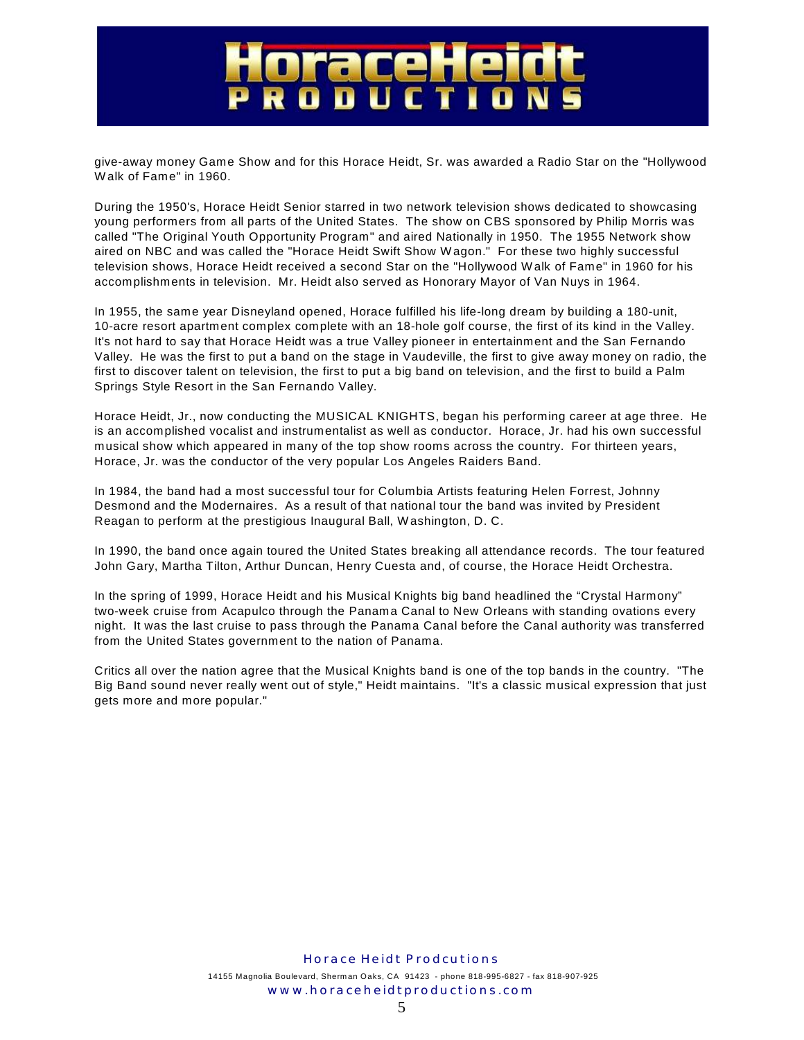give-away money Game Show and for this Horace Heidt, Sr. was awarded a Radio Star on the "Hollywood Walk of Fame" in 1960.

During the 1950's, Horace Heidt Senior starred in two network television shows dedicated to showcasing young performers from all parts of the United States. The show on CBS sponsored by Philip Morris was called "The Original Youth Opportunity Program" and aired Nationally in 1950. The 1955 Network show aired on NBC and was called the "Horace Heidt Swift Show Wagon." For these two highly successful television shows, Horace Heidt received a second Star on the "Hollywood Walk of Fame" in 1960 for his accomplishments in television. Mr. Heidt also served as Honorary Mayor of Van Nuys in 1964.

In 1955, the same year Disneyland opened, Horace fulfilled his life-long dream by building a 180-unit, 10-acre resort apartment complex complete with an 18-hole golf course, the first of its kind in the Valley. It's not hard to say that Horace Heidt was a true Valley pioneer in entertainment and the San Fernando Valley. He was the first to put a band on the stage in Vaudeville, the first to give away money on radio, the first to discover talent on television, the first to put a big band on television, and the first to build a Palm Springs Style Resort in the San Fernando Valley.

Horace Heidt, Jr., now conducting the MUSICAL KNIGHTS, began his performing career at age three. He is an accomplished vocalist and instrumentalist as well as conductor. Horace, Jr. had his own successful musical show which appeared in many of the top show rooms across the country. For thirteen years, Horace, Jr. was the conductor of the very popular Los Angeles Raiders Band.

In 1984, the band had a most successful tour for Columbia Artists featuring Helen Forrest, Johnny Desmond and the Modernaires. As a result of that national tour the band was invited by President Reagan to perform at the prestigious Inaugural Ball, Washington, D. C.

In 1990, the band once again toured the United States breaking all attendance records. The tour featured John Gary, Martha Tilton, Arthur Duncan, Henry Cuesta and, of course, the Horace Heidt Orchestra.

In the spring of 1999, Horace Heidt and his Musical Knights big band headlined the “Crystal Harmony” two-week cruise from Acapulco through the Panama Canal to New Orleans with standing ovations every night. It was the last cruise to pass through the Panama Canal before the Canal authority was transferred from the United States government to the nation of Panama.

Critics all over the nation agree that the Musical Knights band is one of the top bands in the country. "The Big Band sound never really went out of style," Heidt maintains. "It's a classic musical expression that just gets more and more popular."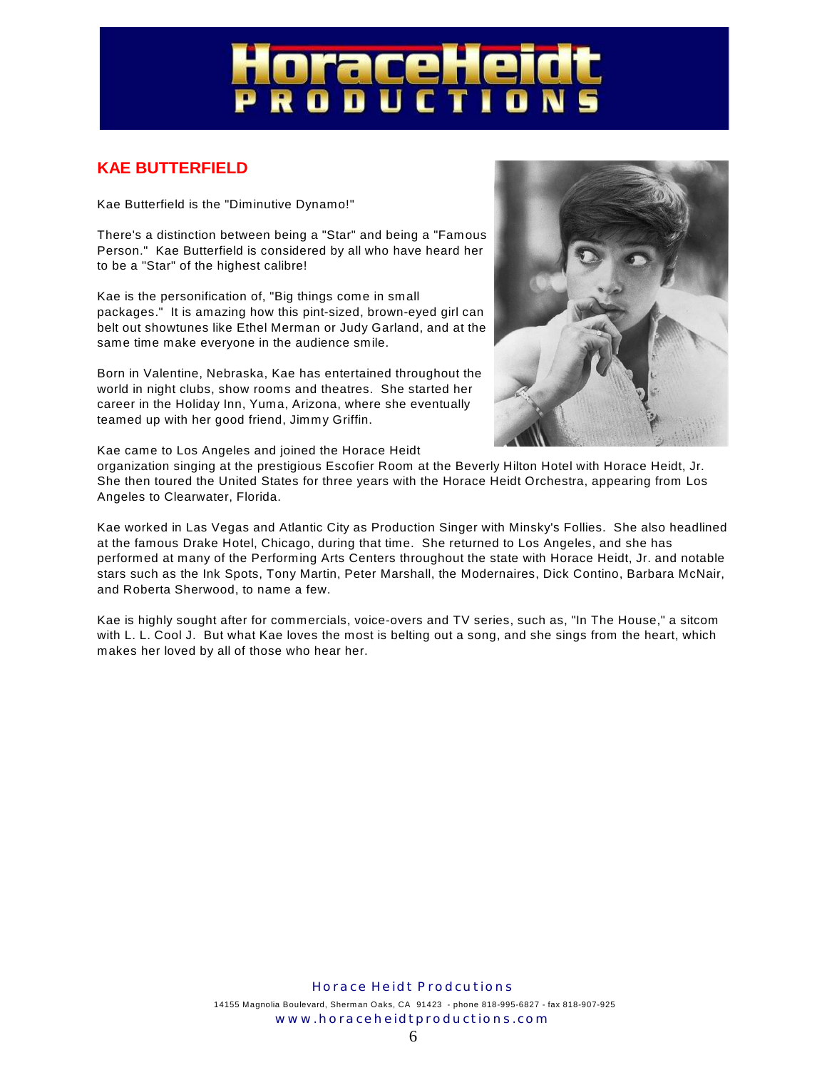## KAE BUTTERFIELD

Kae Butterfield is the "Diminutive Dynamo!"

There's a distinction between being a "Star" and being a "Famous Person." Kae Butterfield is considered by all who have heard her to be a "Star" of the highest calibre!

Kae is the personification of, "Big things come in small packages." It is amazing how this pint-sized, brown-eyed girl can belt out showtunes like Ethel Merman or Judy Garland, and at the same time make everyone in the audience smile.

Born in Valentine, Nebraska, Kae has entertained throughout the world in night clubs, show rooms and theatres. She started her career in the Holiday Inn, Yuma, Arizona, where she eventually teamed up with her good friend, Jimmy Griffin.

Kae came to Los Angeles and joined the Horace Heidt organization singing at the prestigious Escofier Room at the Beverly Hilton Hotel with Horace Heidt, Jr. She then toured the United States for three years with the Horace Heidt Orchestra, appearing from Los Angeles to Clearwater, Florida.

Kae worked in Las Vegas and Atlantic City as Production Singer with Minsky's Follies. She also headlined at the famous Drake Hotel, Chicago, during that time. She returned to Los Angeles, and she has performed at many of the Performing Arts Centers throughout the state with Horace Heidt, Jr. and notable stars such as the Ink Spots, Tony Martin, Peter Marshall, the Modernaires, Dick Contino, Barbara McNair, and Roberta Sherwood, to name a few.

Kae is highly sought after for commercials, voice-overs and TV series, such as, "In The House," a sitcom with L. L. Cool J. But what Kae loves the most is belting out a song, and she sings from the heart, which makes her loved by all of those who hear her.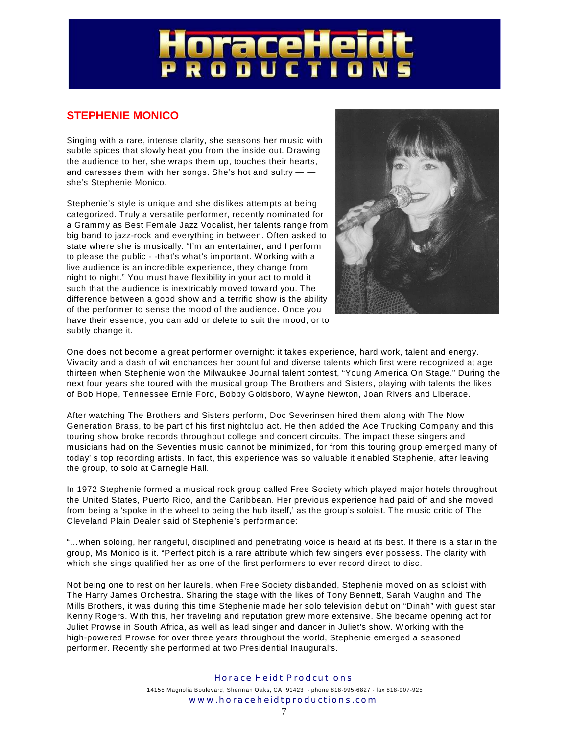# HoraceHeidt PRODUCTIONS

## STEPHENIE MONICO

Singing with a rare, intense clarity, she seasons her music with subtle spices that slowly heat you from the inside out. Drawing the audience to her, she wraps them up, touches their hearts, and caresses them with her songs. She's hot and sultry — — she's Stephenie Monico.

Stephenie's style is unique and she dislikes attempts at being categorized. Truly a versatile performer, recently nominated for a Grammy as Best Female Jazz Vocalist, her talents range from big band to jazz-rock and everything in between. Often asked to state where she is musically: "I'm an entertainer, and I perform to please the public - -that's what's important. Working with a live audience is an incredible experience, they change from night to night." You must have flexibility in your act to mold it such that the audience is inextricably moved toward you. The difference between a good show and a terrific show is the ability of the performer to sense the mood of the audience. Once you have their essence, you can add or delete to suit the mood, or to subtly change it.

One does not become a great performer overnight: it takes experience, hard work, talent and energy. Vivacity and a dash of wit enchances her bountiful and diverse talents which first were recognized at age thirteen when Stephenie won the Milwaukee Journal talent contest, "Young America On Stage." During the next four years she toured with the musical group The Brothers and Sisters, playing with talents the likes of Bob Hope, Tennessee Ernie Ford, Bobby Goldsboro, Wayne Newton, Joan Rivers and Liberace.

After watching The Brothers and Sisters perform, Doc Severinsen hired them along with The Now Generation Brass, to be part of his first nightclub act. He then added the Ace Trucking Company and this touring show broke records throughout college and concert circuits. The impact these singers and musicians had on the Seventies music cannot be minimized, for from this touring group emerged many of today' s top recording artists. In fact, this experience was so valuable it enabled Stephenie, after leaving the group, to solo at Carnegie Hall.

In 1972 Stephenie formed a musical rock group called Free Society which played major hotels throughout the United States, Puerto Rico, and the Caribbean. Her previous experience had paid off and she moved from being a 'spoke in the wheel to being the hub itself,' as the group's soloist. The music critic of The Cleveland Plain Dealer said of Stephenie's performance:

"…when soloing, her rangeful, disciplined and penetrating voice is heard at its best. If there is a star in the group, Ms Monico is it. "Perfect pitch is a rare attribute which few singers ever possess. The clarity with which she sings qualified her as one of the first performers to ever record direct to disc.

Not being one to rest on her laurels, when Free Society disbanded, Stephenie moved on as soloist with The Harry James Orchestra. Sharing the stage with the likes of Tony Bennett, Sarah Vaughn and The Mills Brothers, it was during this time Stephenie made her solo television debut on "Dinah" with guest star Kenny Rogers. With this, her traveling and reputation grew more extensive. She became opening act for Juliet Prowse in South Africa, as well as lead singer and dancer in Juliet's show. Working with the high-powered Prowse for over three years throughout the world, Stephenie emerged a seasoned performer. Recently she performed at two Presidential Inaugural's.

Horace Heidt Prodcutions

14155 Magnolia Boulevard, Sherman Oaks, CA 91423 - phone 818-995-6827 - fax 818-907-925

www.horaceheidtproductions.com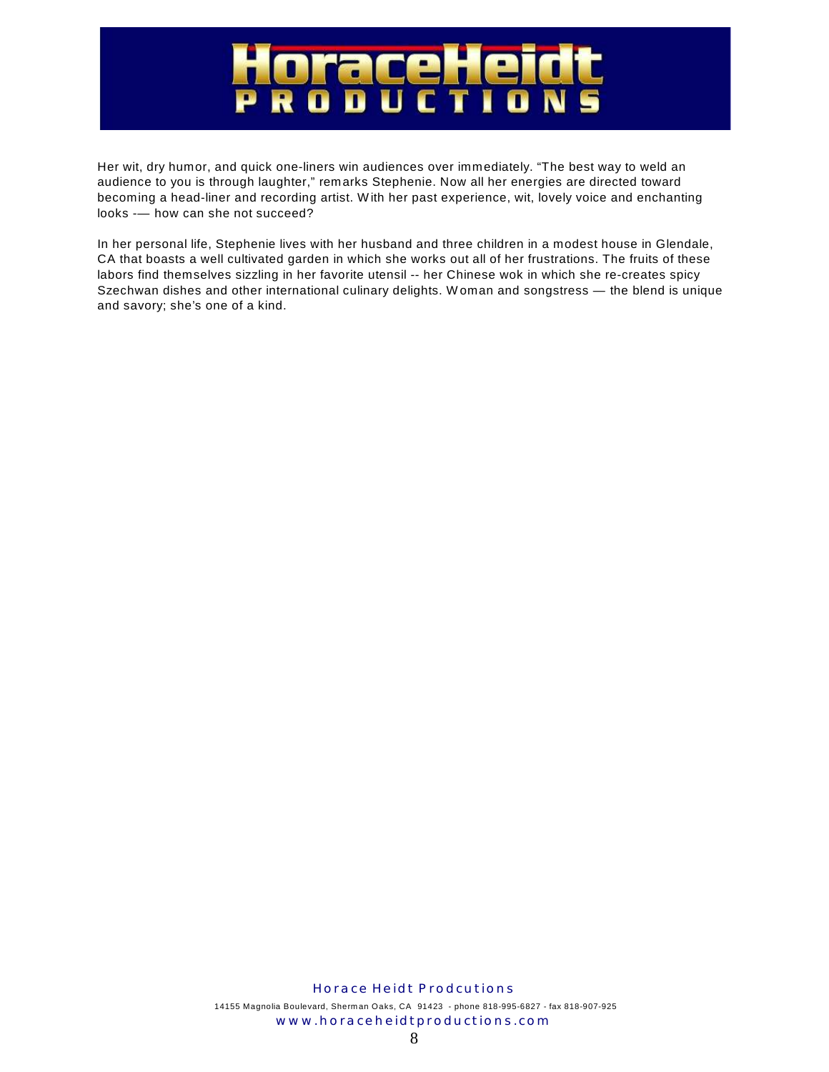Her wit, dry humor, and quick one-liners win audiences over immediately. "The best way to weld an audience to you is through laughter," remarks Stephenie. Now all her energies are directed toward becoming a head-liner and recording artist. With her past experience, wit, lovely voice and enchanting looks -— how can she not succeed?

In her personal life, Stephenie lives with her husband and three children in a modest house in Glendale, CA that boasts a well cultivated garden in which she works out all of her frustrations. The fruits of these labors find themselves sizzling in her favorite utensil -- her Chinese wok in which she re-creates spicy Szechwan dishes and other international culinary delights. Woman and songstress — the blend is unique and savory; she's one of a kind.